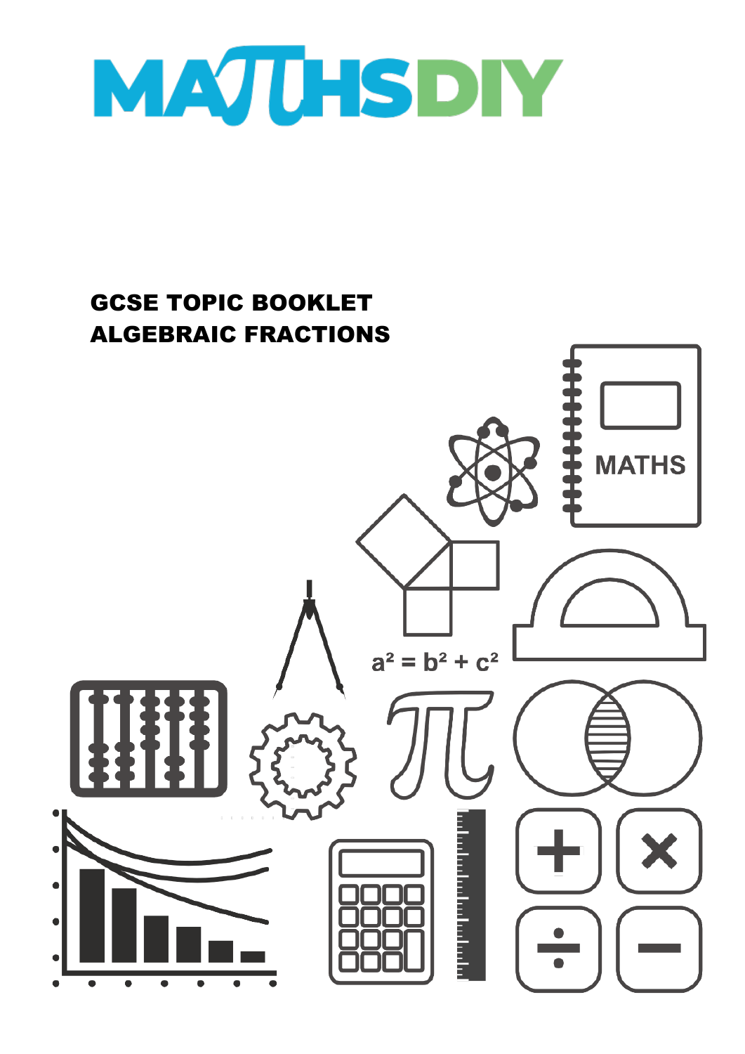# MATHSDIY

## GCSE TOPIC BOOKLET
## ALGEBRAIC FRACTIONS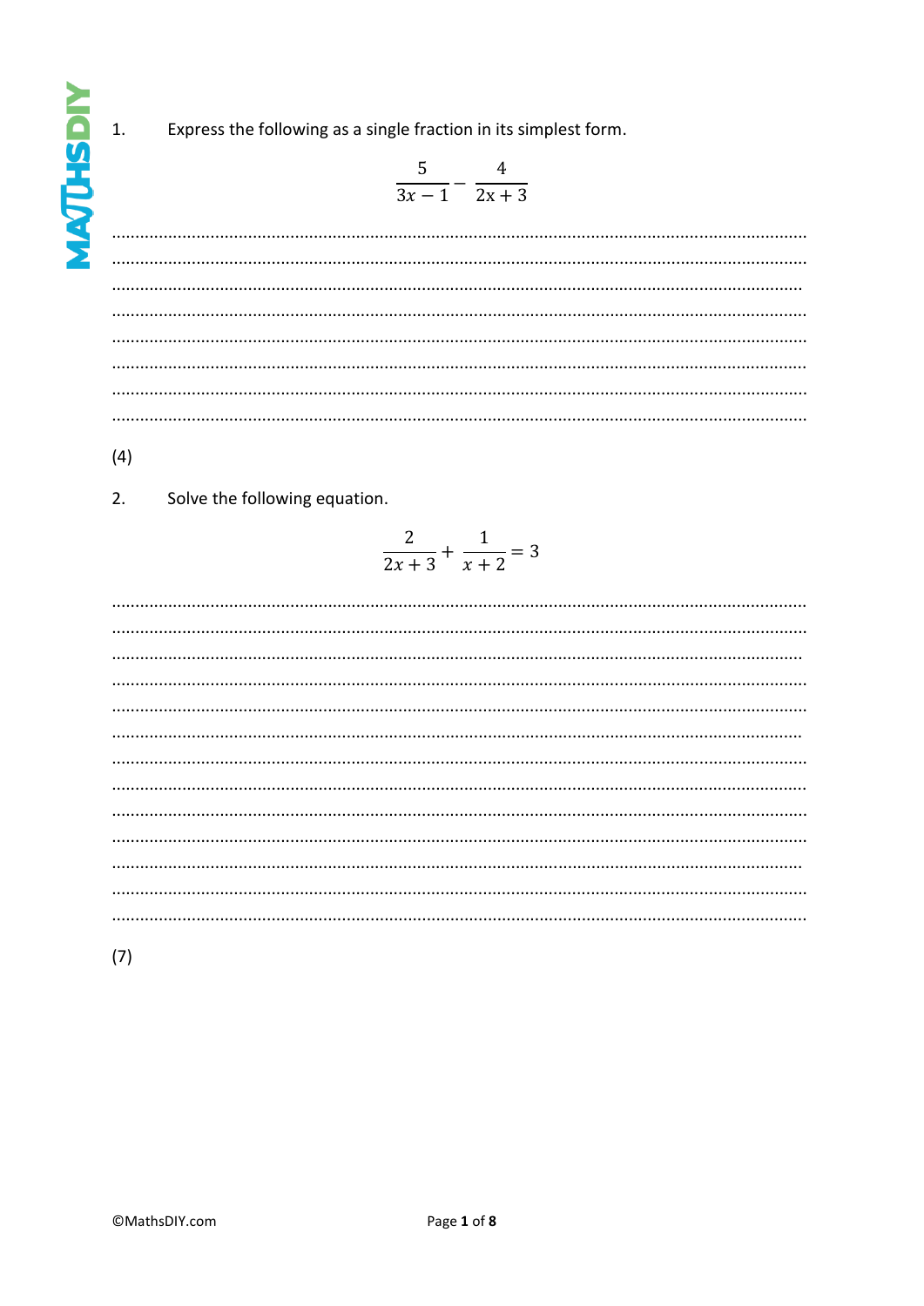1. Express the following as a single fraction in its simplest form.

$$\frac{5}{3x-1} - \frac{4}{2x+3}$$

(4)

2. Solve the following equation.

$$\frac{2}{2x+3} + \frac{1}{x+2} = 3$$

(7)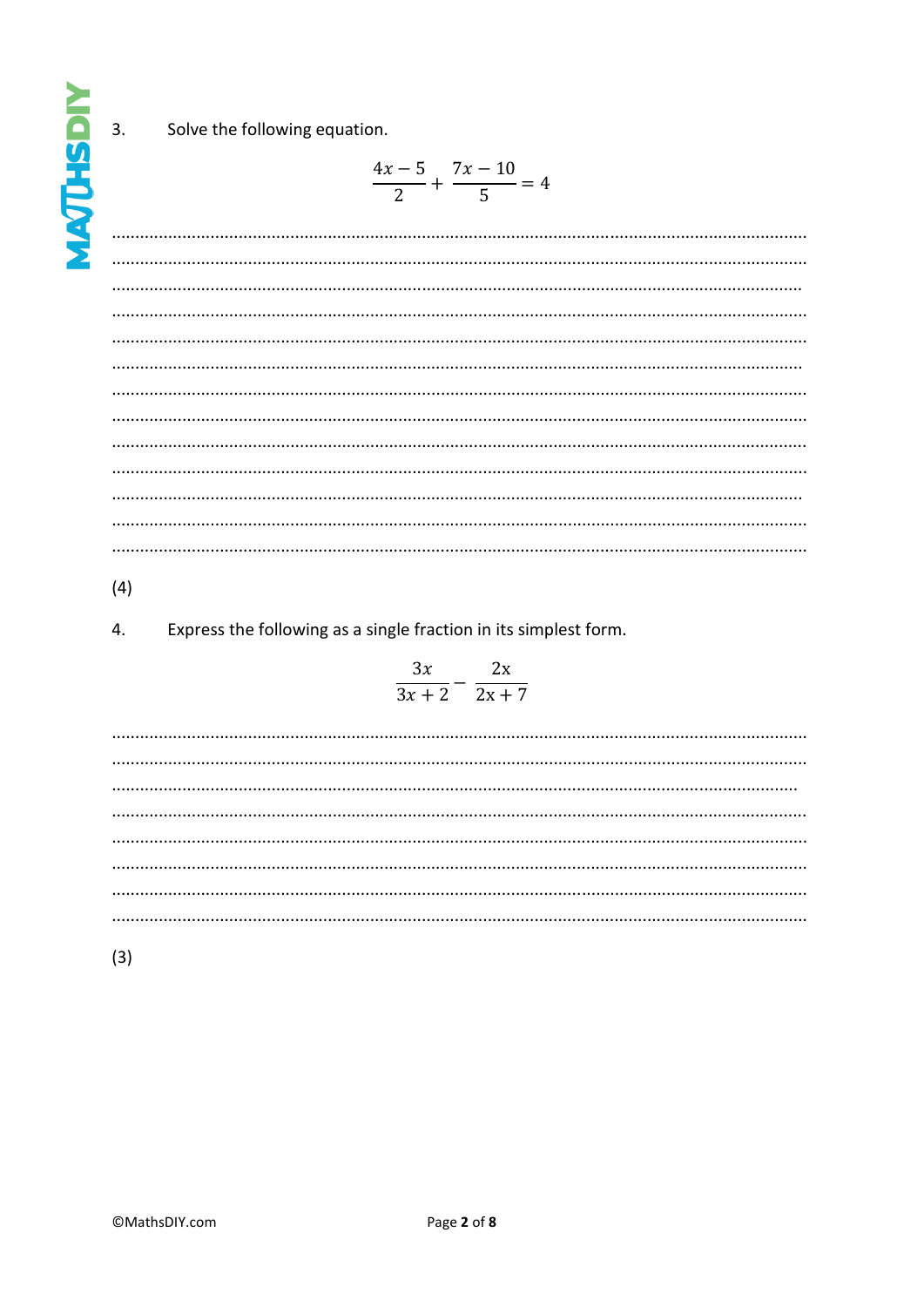3. Solve the following equation.

$$\frac{4x-5}{2}+\frac{7x-10}{5}=4$$

.........................................................................................................................................

.........................................................................................................................................

.........................................................................................................................................

.........................................................................................................................................

.........................................................................................................................................

.........................................................................................................................................

.........................................................................................................................................

.........................................................................................................................................

.........................................................................................................................................

.........................................................................................................................................

.........................................................................................................................................

.........................................................................................................................................

.........................................................................................................................................

(4)

4. Express the following as a single fraction in its simplest form.

$$\frac{3x}{3x+2}-\frac{2x}{2x+7}$$

.........................................................................................................................................

.........................................................................................................................................

.........................................................................................................................................

.........................................................................................................................................

.........................................................................................................................................

.........................................................................................................................................

.........................................................................................................................................

.........................................................................................................................................

(3)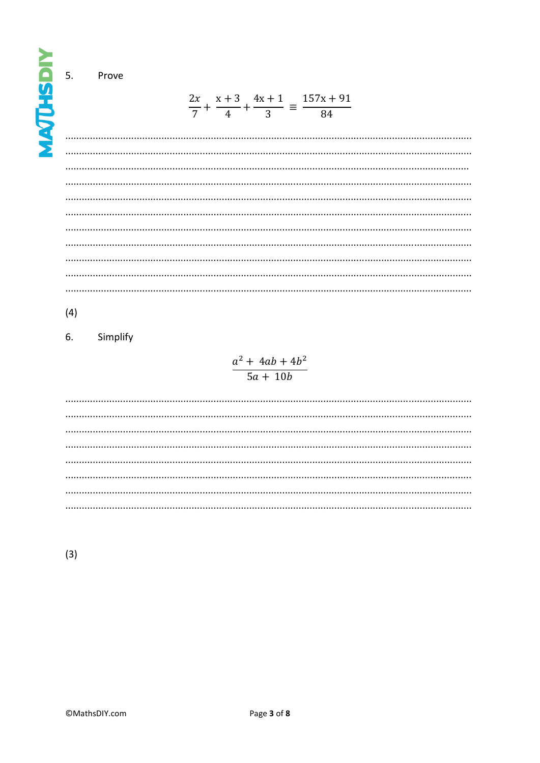5. Prove

$$\frac{2x}{7} + \frac{x+3}{4} + \frac{4x+1}{3} \equiv \frac{157x+91}{84}$$

(4)

6. Simplify

$$\frac{a^2 + 4ab + 4b^2}{5a + 10b}$$

(3)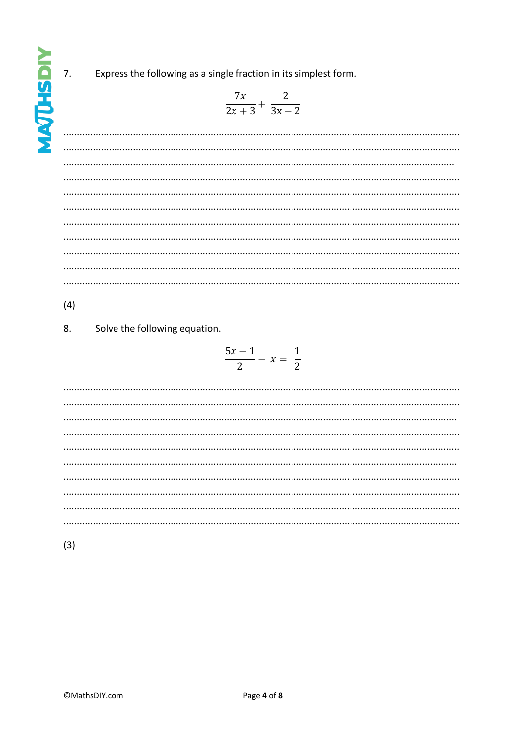7. Express the following as a single fraction in its simplest form.

$$\frac{7x}{2x+3} + \frac{2}{3x-2}$$

...........................................................................................................................................

...........................................................................................................................................

...........................................................................................................................................

...........................................................................................................................................

...........................................................................................................................................

...........................................................................................................................................

...........................................................................................................................................

...........................................................................................................................................

...........................................................................................................................................

...........................................................................................................................................

...........................................................................................................................................

(4)

8. Solve the following equation.

$$\frac{5x-1}{2} - x = \frac{1}{2}$$

...........................................................................................................................................

...........................................................................................................................................

...........................................................................................................................................

...........................................................................................................................................

...........................................................................................................................................

...........................................................................................................................................

...........................................................................................................................................

...........................................................................................................................................

...........................................................................................................................................

...........................................................................................................................................

(3)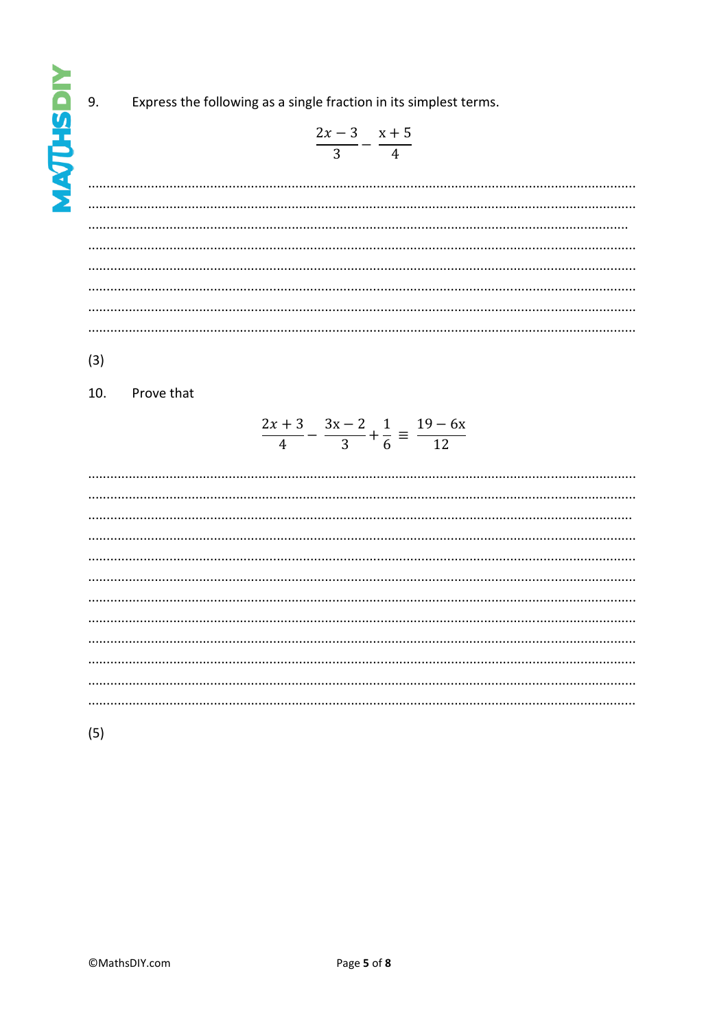9. Express the following as a single fraction in its simplest terms.

$$\frac{2x-3}{3}-\frac{x+5}{4}$$

.......................................................................................................................................

.......................................................................................................................................

.......................................................................................................................................

.......................................................................................................................................

.......................................................................................................................................

.......................................................................................................................................

.......................................................................................................................................

.......................................................................................................................................

(3)

10. Prove that

$$\frac{2x+3}{4}-\frac{3x-2}{3}+\frac{1}{6}\equiv\frac{19-6x}{12}$$

.......................................................................................................................................

.......................................................................................................................................

.......................................................................................................................................

.......................................................................................................................................

.......................................................................................................................................

.......................................................................................................................................

.......................................................................................................................................

.......................................................................................................................................

.......................................................................................................................................

.......................................................................................................................................

.......................................................................................................................................

.......................................................................................................................................

(5)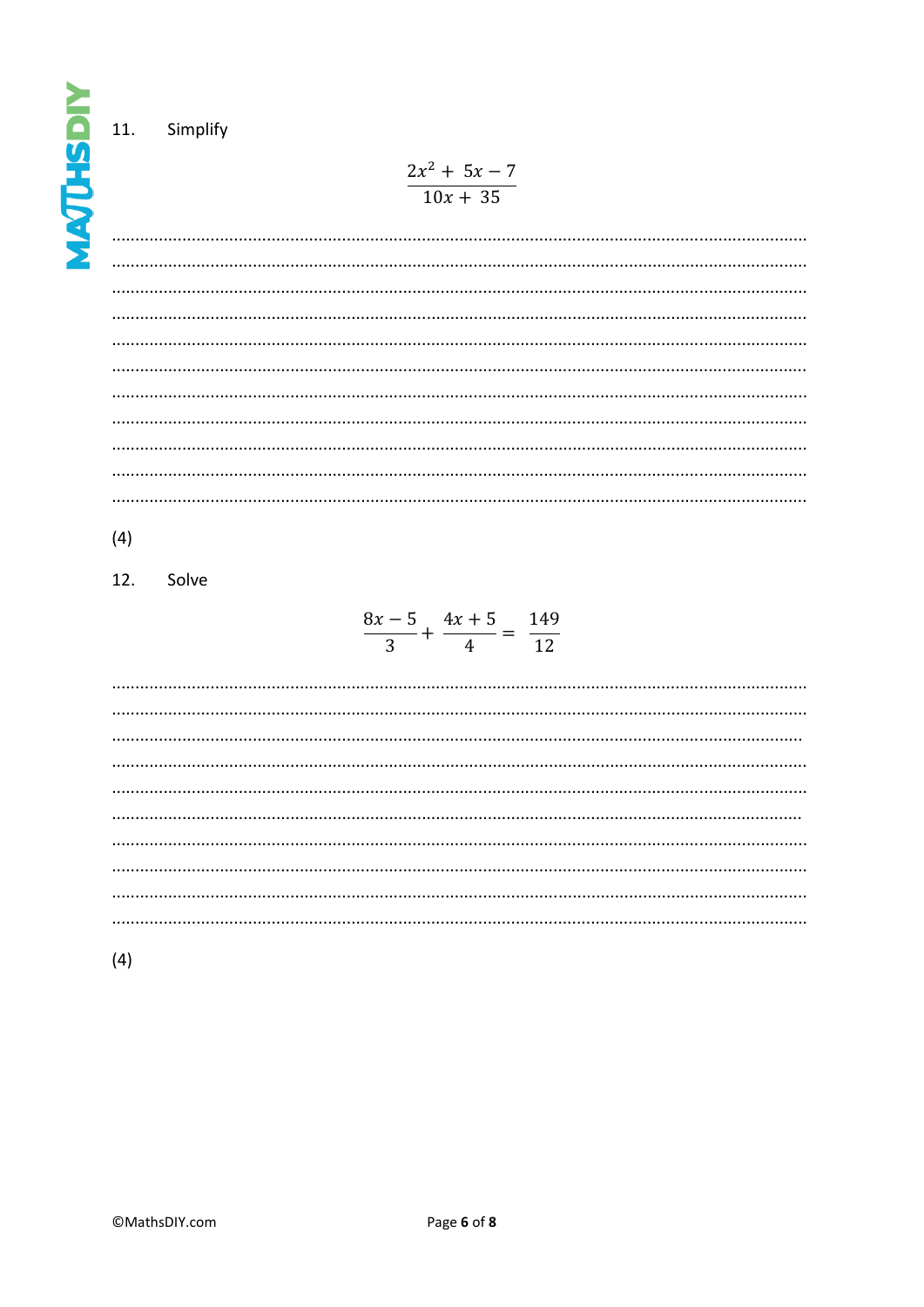11. Simplify

$$\frac{2x^2 + 5x - 7}{10x + 35}$$

(4)

12. Solve

$$\frac{8x - 5}{3} + \frac{4x + 5}{4} = \frac{149}{12}$$

(4)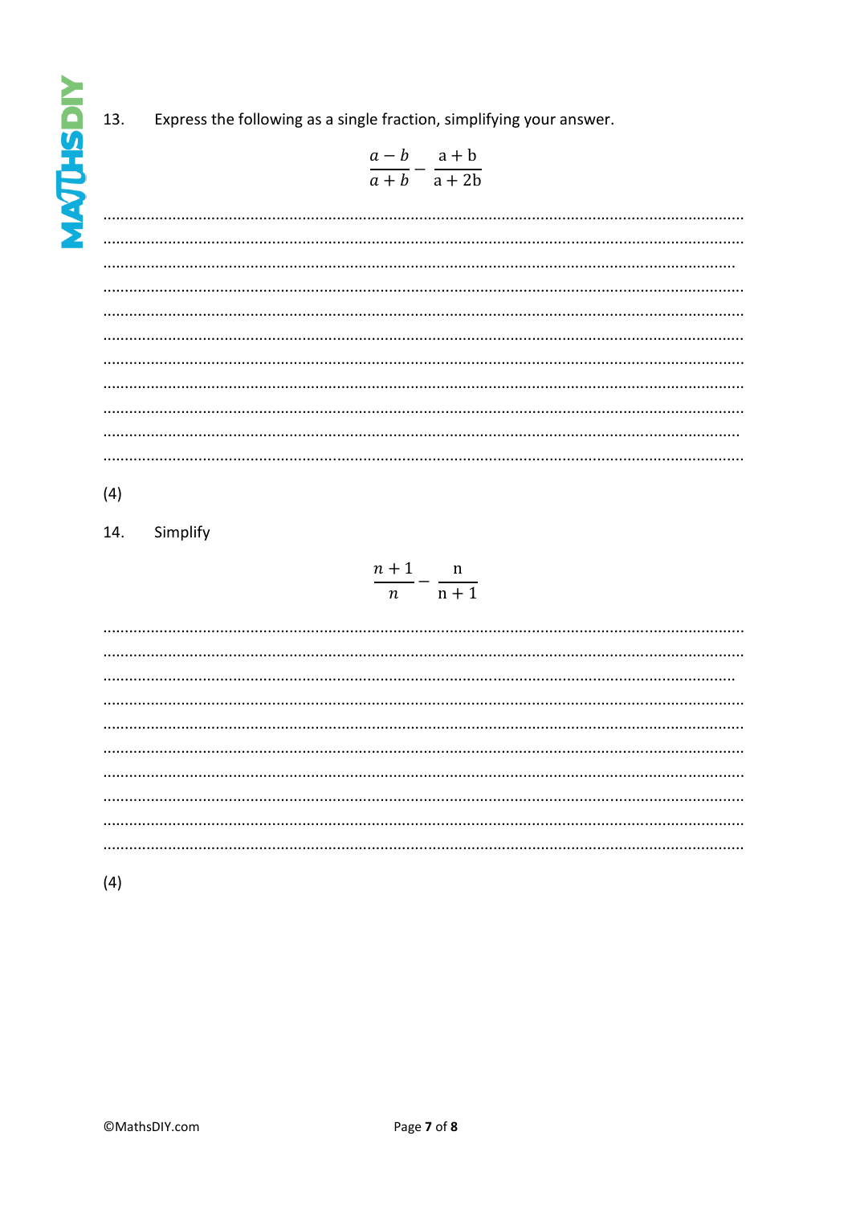13. Express the following as a single fraction, simplifying your answer.

$$\frac{a-b}{a+b} - \frac{a+b}{a+2b}$$

(4)

14. Simplify

$$\frac{n+1}{n} - \frac{n}{n+1}$$

(4)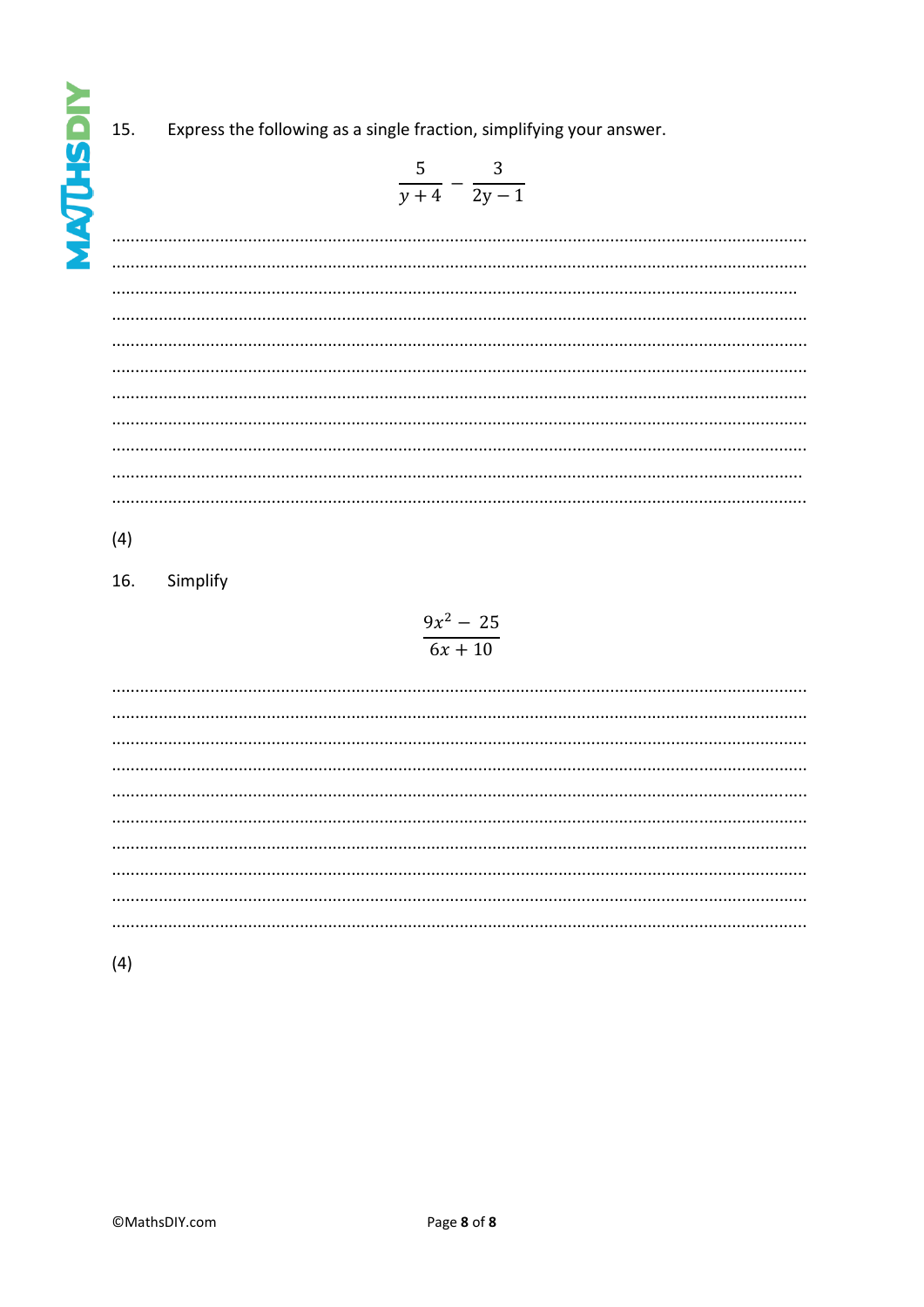15. Express the following as a single fraction, simplifying your answer.

$$\frac{5}{y+4} - \frac{3}{2y-1}$$

.......................................................................................................................................

.......................................................................................................................................

.......................................................................................................................................

.......................................................................................................................................

.......................................................................................................................................

.......................................................................................................................................

.......................................................................................................................................

.......................................................................................................................................

.......................................................................................................................................

.......................................................................................................................................

.......................................................................................................................................

(4)

16. Simplify

$$\frac{9x^2 - 25}{6x + 10}$$

.......................................................................................................................................

.......................................................................................................................................

.......................................................................................................................................

.......................................................................................................................................

.......................................................................................................................................

.......................................................................................................................................

.......................................................................................................................................

.......................................................................................................................................

.......................................................................................................................................

.......................................................................................................................................

(4)

©MathsDIY.com